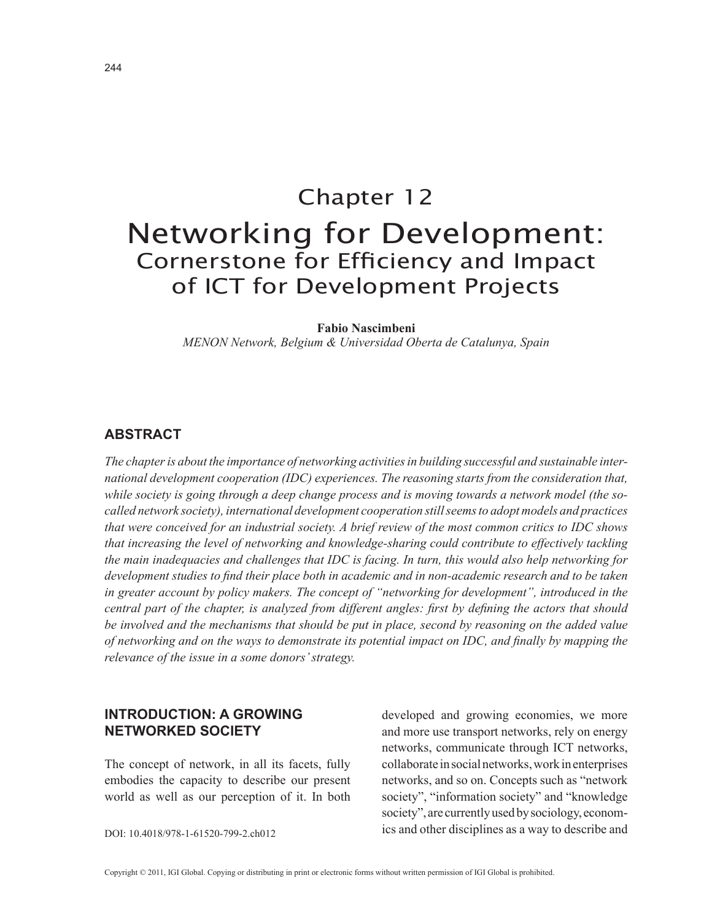# Chapter 12

# Networking for Development:
## Cornerstone for Efficiency and Impact of ICT for Development Projects

**Fabio Nascimbeni**
*MENON Network, Belgium & Universidad Oberta de Catalunya, Spain*

## ABSTRACT

*The chapter is about the importance of networking activities in building successful and sustainable international development cooperation (IDC) experiences. The reasoning starts from the consideration that, while society is going through a deep change process and is moving towards a network model (the so-called network society), international development cooperation still seems to adopt models and practices that were conceived for an industrial society. A brief review of the most common critics to IDC shows that increasing the level of networking and knowledge-sharing could contribute to effectively tackling the main inadequacies and challenges that IDC is facing. In turn, this would also help networking for development studies to find their place both in academic and in non-academic research and to be taken in greater account by policy makers. The concept of "networking for development", introduced in the central part of the chapter, is analyzed from different angles: first by defining the actors that should be involved and the mechanisms that should be put in place, second by reasoning on the added value of networking and on the ways to demonstrate its potential impact on IDC, and finally by mapping the relevance of the issue in a some donors' strategy.*

## INTRODUCTION: A GROWING NETWORKED SOCIETY

The concept of network, in all its facets, fully embodies the capacity to describe our present world as well as our perception of it. In both developed and growing economies, we more and more use transport networks, rely on energy networks, communicate through ICT networks, collaborate in social networks, work in enterprises networks, and so on. Concepts such as "network society", "information society" and "knowledge society", are currently used by sociology, economics and other disciplines as a way to describe and

DOI: 10.4018/978-1-61520-799-2.ch012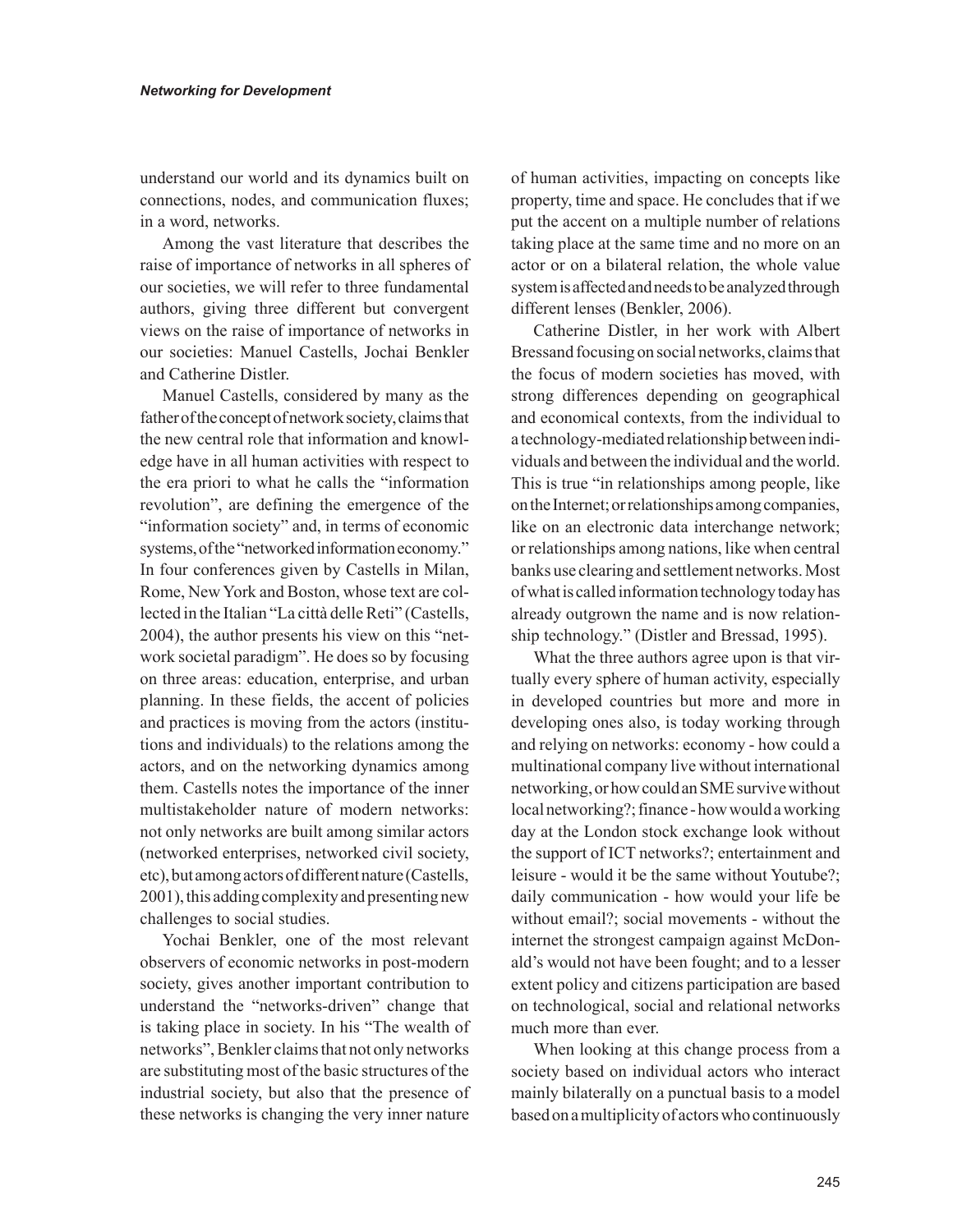understand our world and its dynamics built on connections, nodes, and communication fluxes; in a word, networks.

Among the vast literature that describes the raise of importance of networks in all spheres of our societies, we will refer to three fundamental authors, giving three different but convergent views on the raise of importance of networks in our societies: Manuel Castells, Jochai Benkler and Catherine Distler.

Manuel Castells, considered by many as the father of the concept of network society, claims that the new central role that information and knowledge have in all human activities with respect to the era priori to what he calls the "information revolution", are defining the emergence of the "information society" and, in terms of economic systems, of the "networked information economy." In four conferences given by Castells in Milan, Rome, New York and Boston, whose text are collected in the Italian "La città delle Reti" (Castells, 2004), the author presents his view on this "network societal paradigm". He does so by focusing on three areas: education, enterprise, and urban planning. In these fields, the accent of policies and practices is moving from the actors (institutions and individuals) to the relations among the actors, and on the networking dynamics among them. Castells notes the importance of the inner multistakeholder nature of modern networks: not only networks are built among similar actors (networked enterprises, networked civil society, etc), but among actors of different nature (Castells, 2001), this adding complexity and presenting new challenges to social studies.

Yochai Benkler, one of the most relevant observers of economic networks in post-modern society, gives another important contribution to understand the "networks-driven" change that is taking place in society. In his "The wealth of networks", Benkler claims that not only networks are substituting most of the basic structures of the industrial society, but also that the presence of these networks is changing the very inner nature of human activities, impacting on concepts like property, time and space. He concludes that if we put the accent on a multiple number of relations taking place at the same time and no more on an actor or on a bilateral relation, the whole value system is affected and needs to be analyzed through different lenses (Benkler, 2006).

Catherine Distler, in her work with Albert Bressand focusing on social networks, claims that the focus of modern societies has moved, with strong differences depending on geographical and economical contexts, from the individual to a technology-mediated relationship between individuals and between the individual and the world. This is true "in relationships among people, like on the Internet; or relationships among companies, like on an electronic data interchange network; or relationships among nations, like when central banks use clearing and settlement networks. Most of what is called information technology today has already outgrown the name and is now relationship technology." (Distler and Bressad, 1995).

What the three authors agree upon is that virtually every sphere of human activity, especially in developed countries but more and more in developing ones also, is today working through and relying on networks: economy - how could a multinational company live without international networking, or how could an SME survive without local networking?; finance - how would a working day at the London stock exchange look without the support of ICT networks?; entertainment and leisure - would it be the same without Youtube?; daily communication - how would your life be without email?; social movements - without the internet the strongest campaign against McDonald's would not have been fought; and to a lesser extent policy and citizens participation are based on technological, social and relational networks much more than ever.

When looking at this change process from a society based on individual actors who interact mainly bilaterally on a punctual basis to a model based on a multiplicity of actors who continuously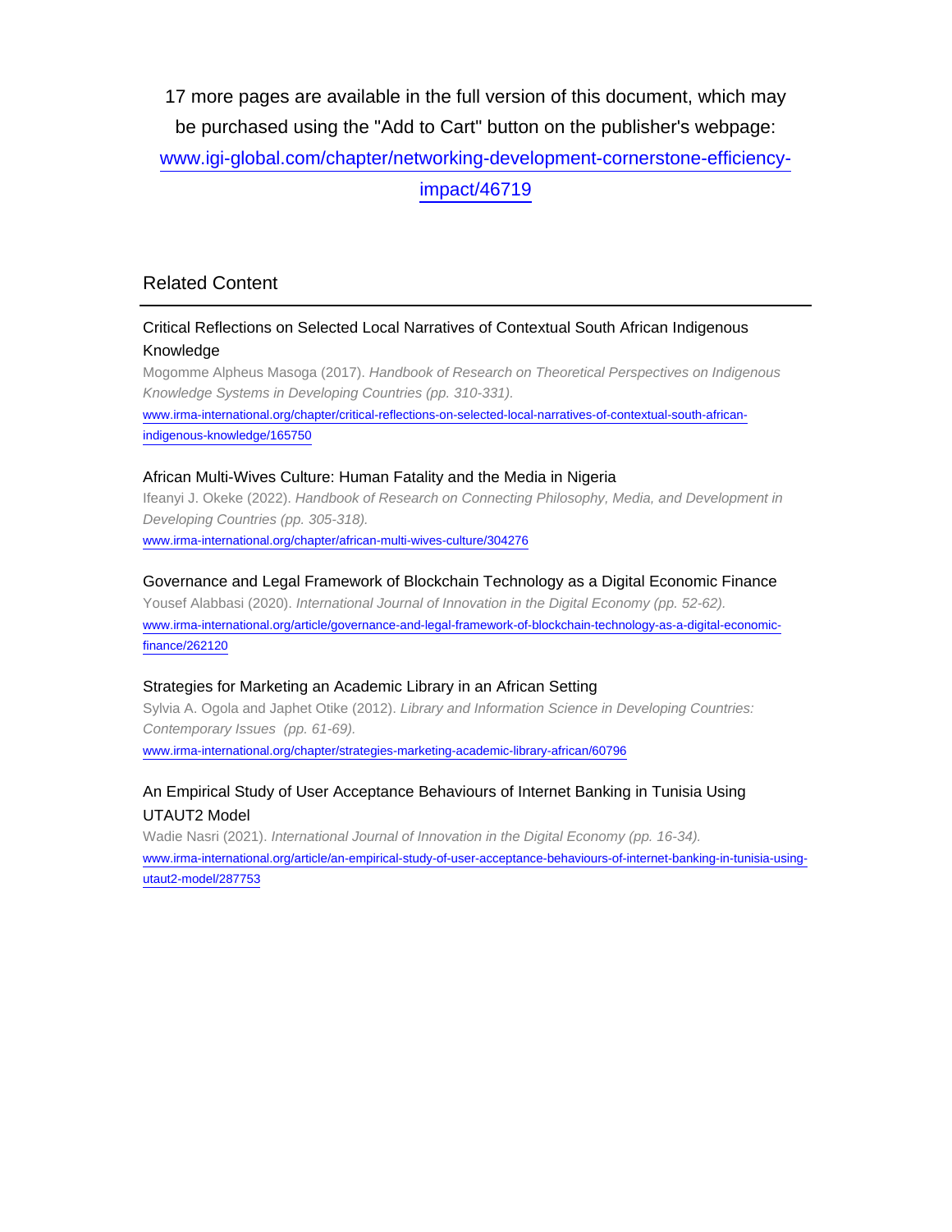17 more pages are available in the full version of this document, which may be purchased using the "Add to Cart" button on the publisher's webpage: [www.igi-global.com/chapter/networking-development-cornerstone-efficiency-impact/46719](www.igi-global.com/chapter/networking-development-cornerstone-efficiency-impact/46719)

## Related Content

Critical Reflections on Selected Local Narratives of Contextual South African Indigenous Knowledge
Mogomme Alpheus Masoga (2017). *Handbook of Research on Theoretical Perspectives on Indigenous Knowledge Systems in Developing Countries (pp. 310-331).*
[www.irma-international.org/chapter/critical-reflections-on-selected-local-narratives-of-contextual-south-african-indigenous-knowledge/165750](www.irma-international.org/chapter/critical-reflections-on-selected-local-narratives-of-contextual-south-african-indigenous-knowledge/165750)

African Multi-Wives Culture: Human Fatality and the Media in Nigeria
Ifeanyi J. Okeke (2022). *Handbook of Research on Connecting Philosophy, Media, and Development in Developing Countries (pp. 305-318).*
[www.irma-international.org/chapter/african-multi-wives-culture/304276](www.irma-international.org/chapter/african-multi-wives-culture/304276)

Governance and Legal Framework of Blockchain Technology as a Digital Economic Finance
Yousef Alabbasi (2020). *International Journal of Innovation in the Digital Economy (pp. 52-62).*
[www.irma-international.org/article/governance-and-legal-framework-of-blockchain-technology-as-a-digital-economic-finance/262120](www.irma-international.org/article/governance-and-legal-framework-of-blockchain-technology-as-a-digital-economic-finance/262120)

Strategies for Marketing an Academic Library in an African Setting
Sylvia A. Ogola and Japhet Otike (2012). *Library and Information Science in Developing Countries: Contemporary Issues (pp. 61-69).*
[www.irma-international.org/chapter/strategies-marketing-academic-library-african/60796](www.irma-international.org/chapter/strategies-marketing-academic-library-african/60796)

An Empirical Study of User Acceptance Behaviours of Internet Banking in Tunisia Using UTAUT2 Model
Wadie Nasri (2021). *International Journal of Innovation in the Digital Economy (pp. 16-34).*
[www.irma-international.org/article/an-empirical-study-of-user-acceptance-behaviours-of-internet-banking-in-tunisia-using-utaut2-model/287753](www.irma-international.org/article/an-empirical-study-of-user-acceptance-behaviours-of-internet-banking-in-tunisia-using-utaut2-model/287753)